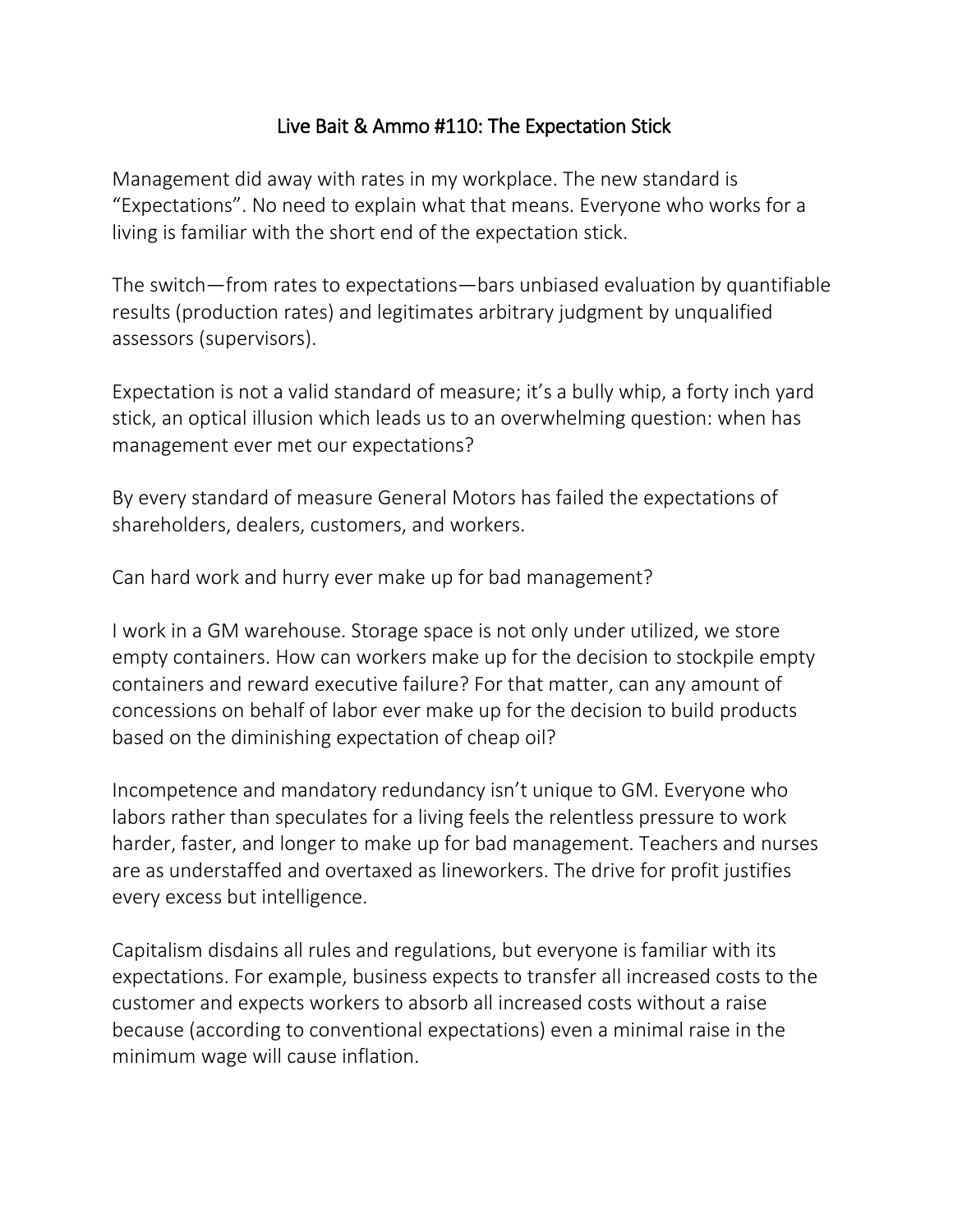# Live Bait & Ammo #110: The Expectation Stick

Management did away with rates in my workplace. The new standard is “Expectations”. No need to explain what that means. Everyone who works for a living is familiar with the short end of the expectation stick.

The switch—from rates to expectations—bars unbiased evaluation by quantifiable results (production rates) and legitimates arbitrary judgment by unqualified assessors (supervisors).

Expectation is not a valid standard of measure; it’s a bully whip, a forty inch yard stick, an optical illusion which leads us to an overwhelming question: when has management ever met our expectations?

By every standard of measure General Motors has failed the expectations of shareholders, dealers, customers, and workers.

Can hard work and hurry ever make up for bad management?

I work in a GM warehouse. Storage space is not only under utilized, we store empty containers. How can workers make up for the decision to stockpile empty containers and reward executive failure? For that matter, can any amount of concessions on behalf of labor ever make up for the decision to build products based on the diminishing expectation of cheap oil?

Incompetence and mandatory redundancy isn’t unique to GM. Everyone who labors rather than speculates for a living feels the relentless pressure to work harder, faster, and longer to make up for bad management. Teachers and nurses are as understaffed and overtaxed as lineworkers. The drive for profit justifies every excess but intelligence.

Capitalism disdains all rules and regulations, but everyone is familiar with its expectations. For example, business expects to transfer all increased costs to the customer and expects workers to absorb all increased costs without a raise because (according to conventional expectations) even a minimal raise in the minimum wage will cause inflation.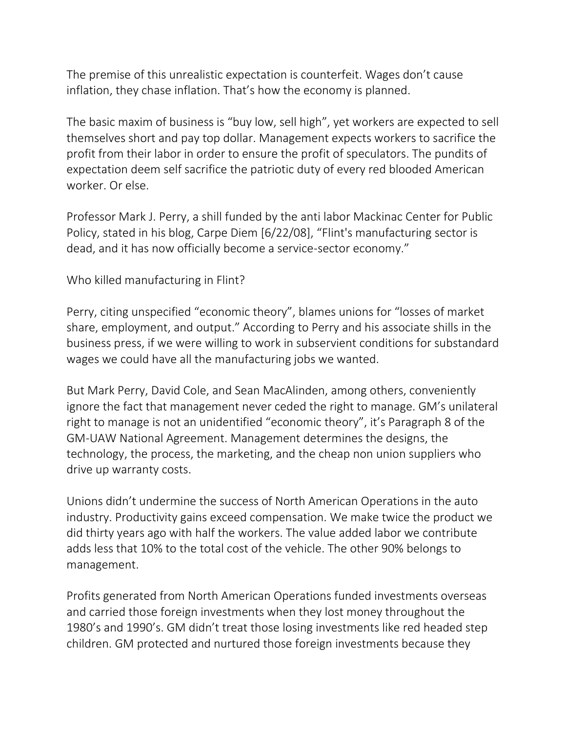The premise of this unrealistic expectation is counterfeit. Wages don't cause inflation, they chase inflation. That's how the economy is planned.

The basic maxim of business is "buy low, sell high", yet workers are expected to sell themselves short and pay top dollar. Management expects workers to sacrifice the profit from their labor in order to ensure the profit of speculators. The pundits of expectation deem self sacrifice the patriotic duty of every red blooded American worker. Or else.

Professor Mark J. Perry, a shill funded by the anti labor Mackinac Center for Public Policy, stated in his blog, Carpe Diem [6/22/08], "Flint's manufacturing sector is dead, and it has now officially become a service-sector economy."

Who killed manufacturing in Flint?

Perry, citing unspecified "economic theory", blames unions for "losses of market share, employment, and output." According to Perry and his associate shills in the business press, if we were willing to work in subservient conditions for substandard wages we could have all the manufacturing jobs we wanted.

But Mark Perry, David Cole, and Sean MacAlinden, among others, conveniently ignore the fact that management never ceded the right to manage. GM's unilateral right to manage is not an unidentified "economic theory", it's Paragraph 8 of the GM-UAW National Agreement. Management determines the designs, the technology, the process, the marketing, and the cheap non union suppliers who drive up warranty costs.

Unions didn't undermine the success of North American Operations in the auto industry. Productivity gains exceed compensation. We make twice the product we did thirty years ago with half the workers. The value added labor we contribute adds less that 10% to the total cost of the vehicle. The other 90% belongs to management.

Profits generated from North American Operations funded investments overseas and carried those foreign investments when they lost money throughout the 1980's and 1990's. GM didn't treat those losing investments like red headed step children. GM protected and nurtured those foreign investments because they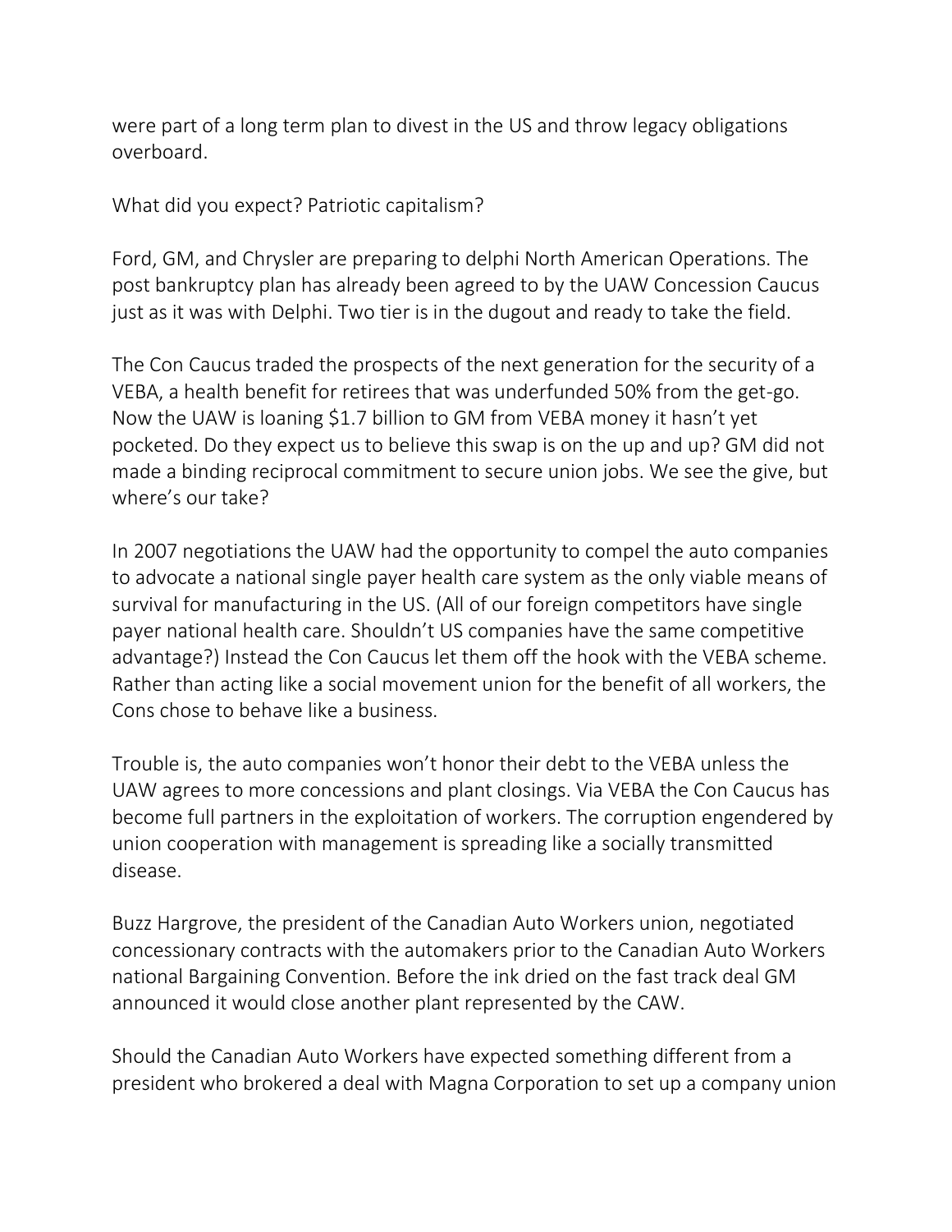were part of a long term plan to divest in the US and throw legacy obligations overboard.

What did you expect? Patriotic capitalism?

Ford, GM, and Chrysler are preparing to delphi North American Operations. The post bankruptcy plan has already been agreed to by the UAW Concession Caucus just as it was with Delphi. Two tier is in the dugout and ready to take the field.

The Con Caucus traded the prospects of the next generation for the security of a VEBA, a health benefit for retirees that was underfunded 50% from the get-go. Now the UAW is loaning $1.7 billion to GM from VEBA money it hasn't yet pocketed. Do they expect us to believe this swap is on the up and up? GM did not made a binding reciprocal commitment to secure union jobs. We see the give, but where's our take?

In 2007 negotiations the UAW had the opportunity to compel the auto companies to advocate a national single payer health care system as the only viable means of survival for manufacturing in the US. (All of our foreign competitors have single payer national health care. Shouldn't US companies have the same competitive advantage?) Instead the Con Caucus let them off the hook with the VEBA scheme. Rather than acting like a social movement union for the benefit of all workers, the Cons chose to behave like a business.

Trouble is, the auto companies won't honor their debt to the VEBA unless the UAW agrees to more concessions and plant closings. Via VEBA the Con Caucus has become full partners in the exploitation of workers. The corruption engendered by union cooperation with management is spreading like a socially transmitted disease.

Buzz Hargrove, the president of the Canadian Auto Workers union, negotiated concessionary contracts with the automakers prior to the Canadian Auto Workers national Bargaining Convention. Before the ink dried on the fast track deal GM announced it would close another plant represented by the CAW.

Should the Canadian Auto Workers have expected something different from a president who brokered a deal with Magna Corporation to set up a company union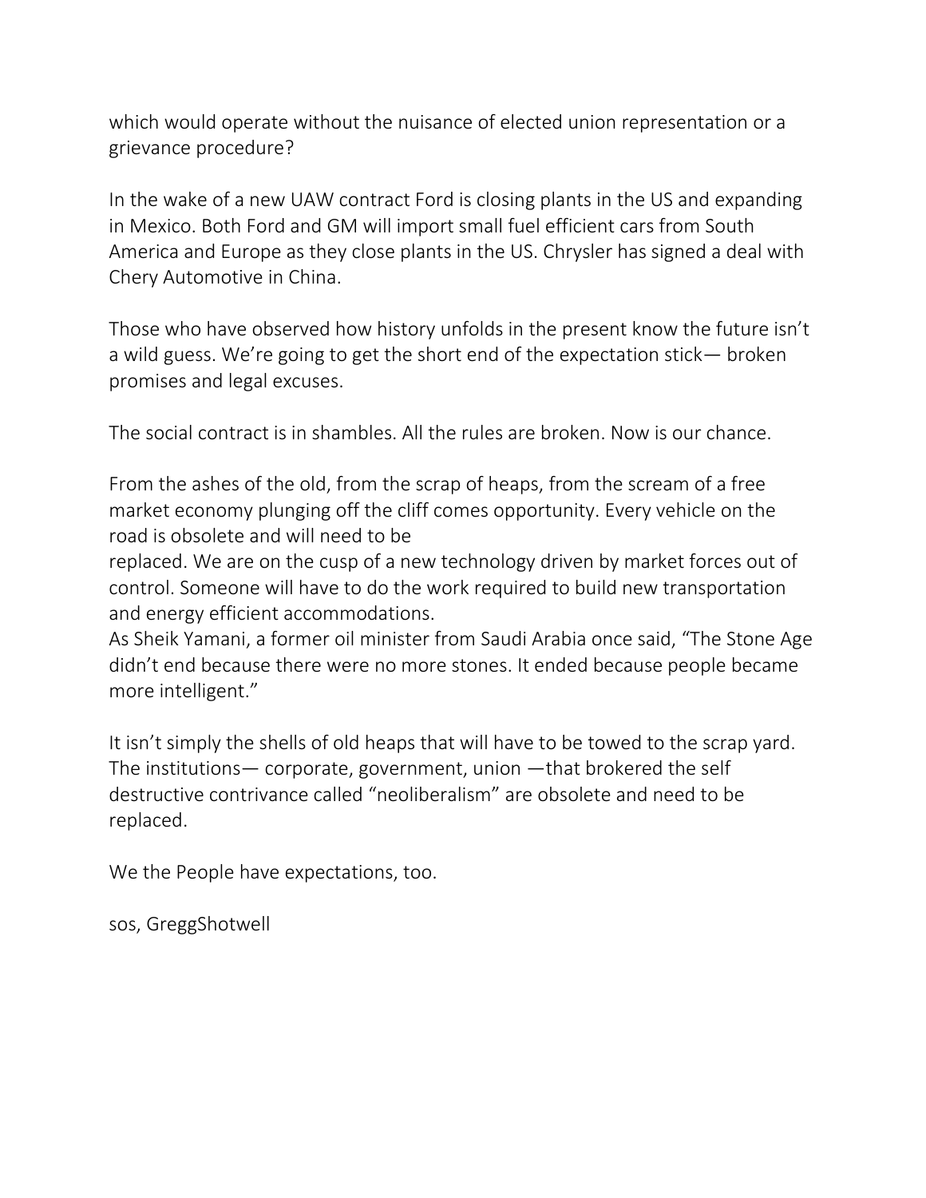which would operate without the nuisance of elected union representation or a grievance procedure?

In the wake of a new UAW contract Ford is closing plants in the US and expanding in Mexico. Both Ford and GM will import small fuel efficient cars from South America and Europe as they close plants in the US. Chrysler has signed a deal with Chery Automotive in China.

Those who have observed how history unfolds in the present know the future isn't a wild guess. We're going to get the short end of the expectation stick— broken promises and legal excuses.

The social contract is in shambles. All the rules are broken. Now is our chance.

From the ashes of the old, from the scrap of heaps, from the scream of a free market economy plunging off the cliff comes opportunity. Every vehicle on the road is obsolete and will need to be replaced. We are on the cusp of a new technology driven by market forces out of control. Someone will have to do the work required to build new transportation and energy efficient accommodations.
As Sheik Yamani, a former oil minister from Saudi Arabia once said, "The Stone Age didn't end because there were no more stones. It ended because people became more intelligent."

It isn't simply the shells of old heaps that will have to be towed to the scrap yard. The institutions— corporate, government, union —that brokered the self destructive contrivance called "neoliberalism" are obsolete and need to be replaced.

We the People have expectations, too.

sos, GreggShotwell